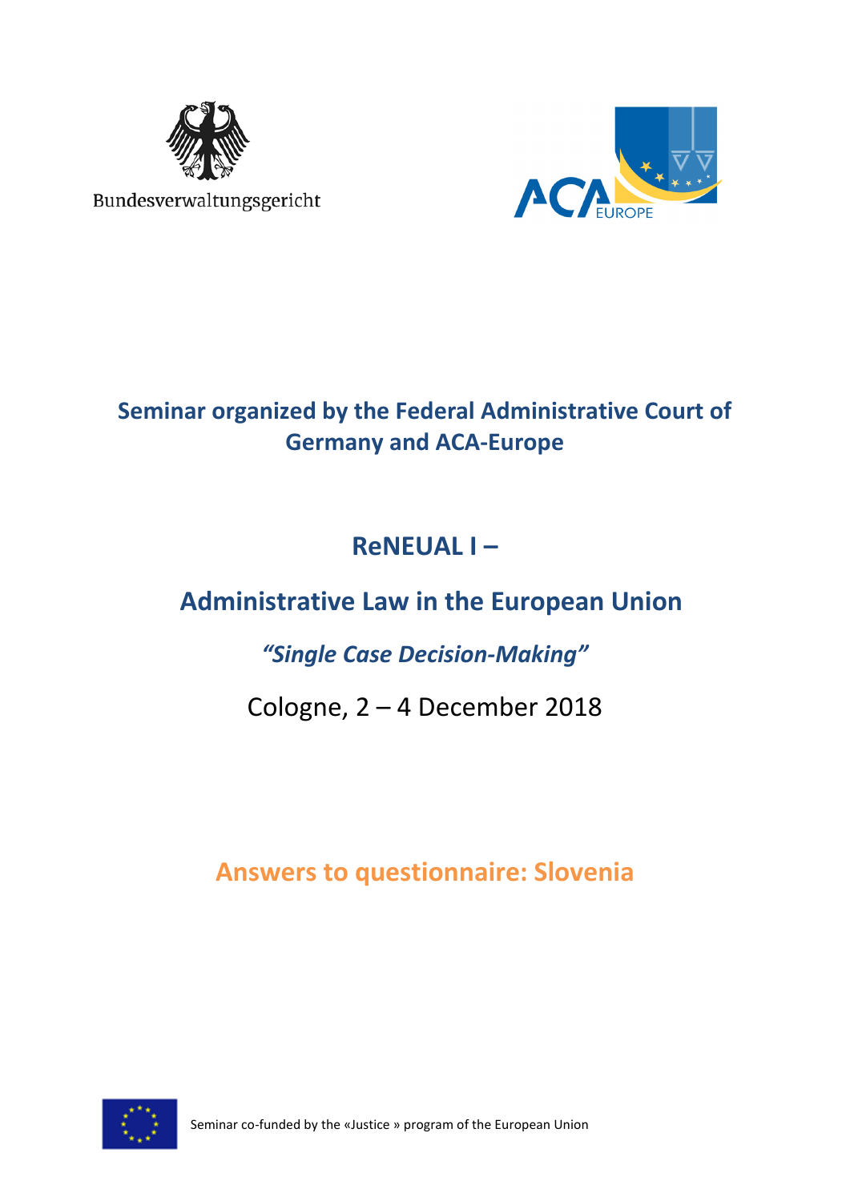Bundesverwaltungsgericht

ACA EUROPE

# Seminar organized by the Federal Administrative Court of Germany and ACA-Europe

## ReNEUAL I –

## Administrative Law in the European Union

### *“Single Case Decision-Making”*

Cologne, 2 – 4 December 2018

## Answers to questionnaire: Slovenia

Seminar co-funded by the «Justice » program of the European Union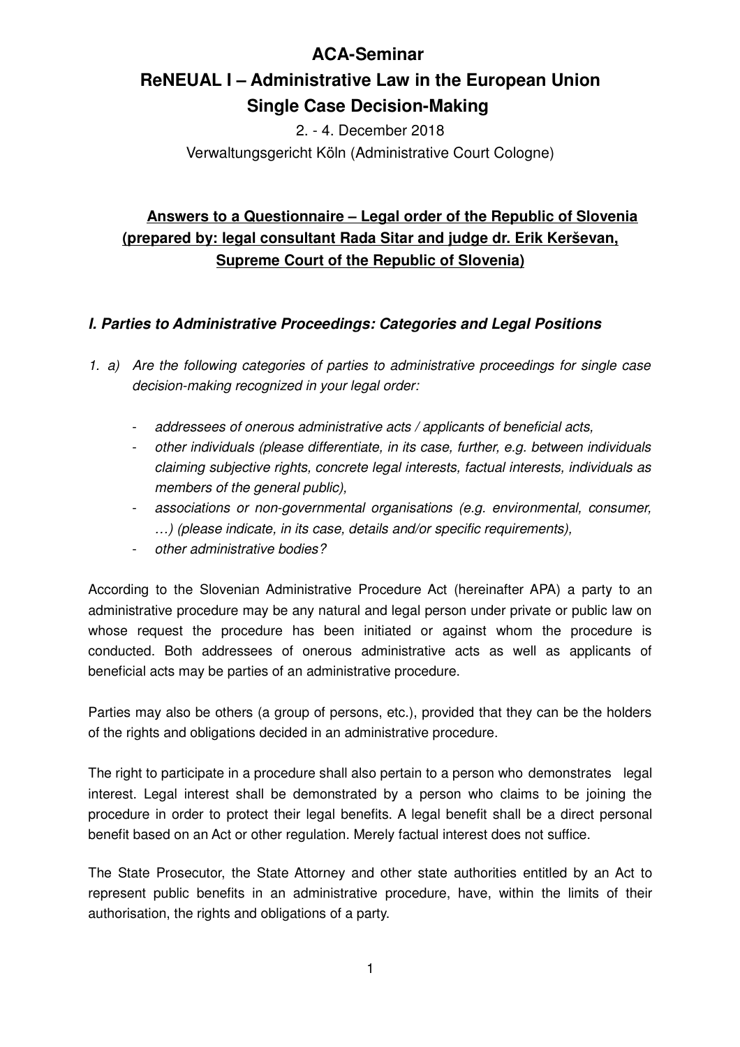# ACA-Seminar

# ReNEUAL I – Administrative Law in the European Union

# Single Case Decision-Making

2. - 4. December 2018

Verwaltungsgericht Köln (Administrative Court Cologne)

## Answers to a Questionnaire – Legal order of the Republic of Slovenia (prepared by: legal consultant Rada Sitar and judge dr. Erik Kerševan, Supreme Court of the Republic of Slovenia)

### *I. Parties to Administrative Proceedings: Categories and Legal Positions*

1. a) *Are the following categories of parties to administrative proceedings for single case decision-making recognized in your legal order:*

    - *addressees of onerous administrative acts / applicants of beneficial acts,*
    - *other individuals (please differentiate, in its case, further, e.g. between individuals claiming subjective rights, concrete legal interests, factual interests, individuals as members of the general public),*
    - *associations or non-governmental organisations (e.g. environmental, consumer, …) (please indicate, in its case, details and/or specific requirements),*
    - *other administrative bodies?*

According to the Slovenian Administrative Procedure Act (hereinafter APA) a party to an administrative procedure may be any natural and legal person under private or public law on whose request the procedure has been initiated or against whom the procedure is conducted. Both addressees of onerous administrative acts as well as applicants of beneficial acts may be parties of an administrative procedure.

Parties may also be others (a group of persons, etc.), provided that they can be the holders of the rights and obligations decided in an administrative procedure.

The right to participate in a procedure shall also pertain to a person who demonstrates legal interest. Legal interest shall be demonstrated by a person who claims to be joining the procedure in order to protect their legal benefits. A legal benefit shall be a direct personal benefit based on an Act or other regulation. Merely factual interest does not suffice.

The State Prosecutor, the State Attorney and other state authorities entitled by an Act to represent public benefits in an administrative procedure, have, within the limits of their authorisation, the rights and obligations of a party.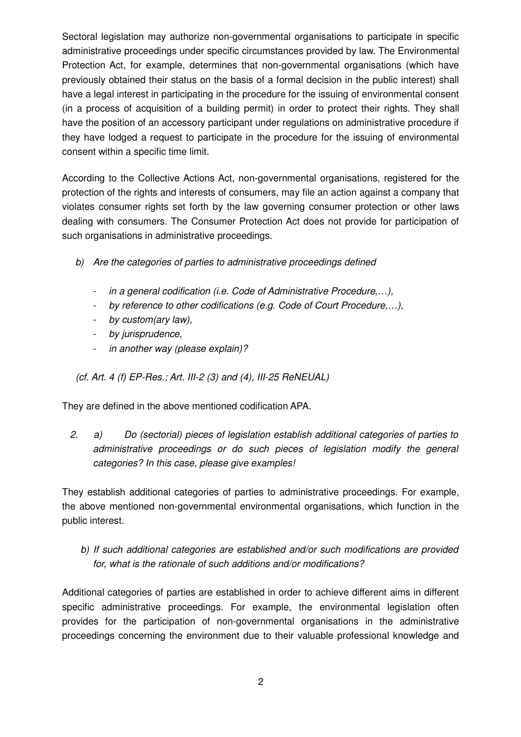Sectoral legislation may authorize non-governmental organisations to participate in specific administrative proceedings under specific circumstances provided by law. The Environmental Protection Act, for example, determines that non-governmental organisations (which have previously obtained their status on the basis of a formal decision in the public interest) shall have a legal interest in participating in the procedure for the issuing of environmental consent (in a process of acquisition of a building permit) in order to protect their rights. They shall have the position of an accessory participant under regulations on administrative procedure if they have lodged a request to participate in the procedure for the issuing of environmental consent within a specific time limit.

According to the Collective Actions Act, non-governmental organisations, registered for the protection of the rights and interests of consumers, may file an action against a company that violates consumer rights set forth by the law governing consumer protection or other laws dealing with consumers. The Consumer Protection Act does not provide for participation of such organisations in administrative proceedings.

*b) Are the categories of parties to administrative proceedings defined*

- *in a general codification (i.e. Code of Administrative Procedure,…),*
- *by reference to other codifications (e.g. Code of Court Procedure,…),*
- *by custom(ary law),*
- *by jurisprudence,*
- *in another way (please explain)?*

*(cf. Art. 4 (f) EP-Res.; Art. III-2 (3) and (4), III-25 ReNEUAL)*

They are defined in the above mentioned codification APA.

2. a) *Do (sectorial) pieces of legislation establish additional categories of parties to administrative proceedings or do such pieces of legislation modify the general categories? In this case, please give examples!*

They establish additional categories of parties to administrative proceedings. For example, the above mentioned non-governmental environmental organisations, which function in the public interest.

*b) If such additional categories are established and/or such modifications are provided for, what is the rationale of such additions and/or modifications?*

Additional categories of parties are established in order to achieve different aims in different specific administrative proceedings. For example, the environmental legislation often provides for the participation of non-governmental organisations in the administrative proceedings concerning the environment due to their valuable professional knowledge and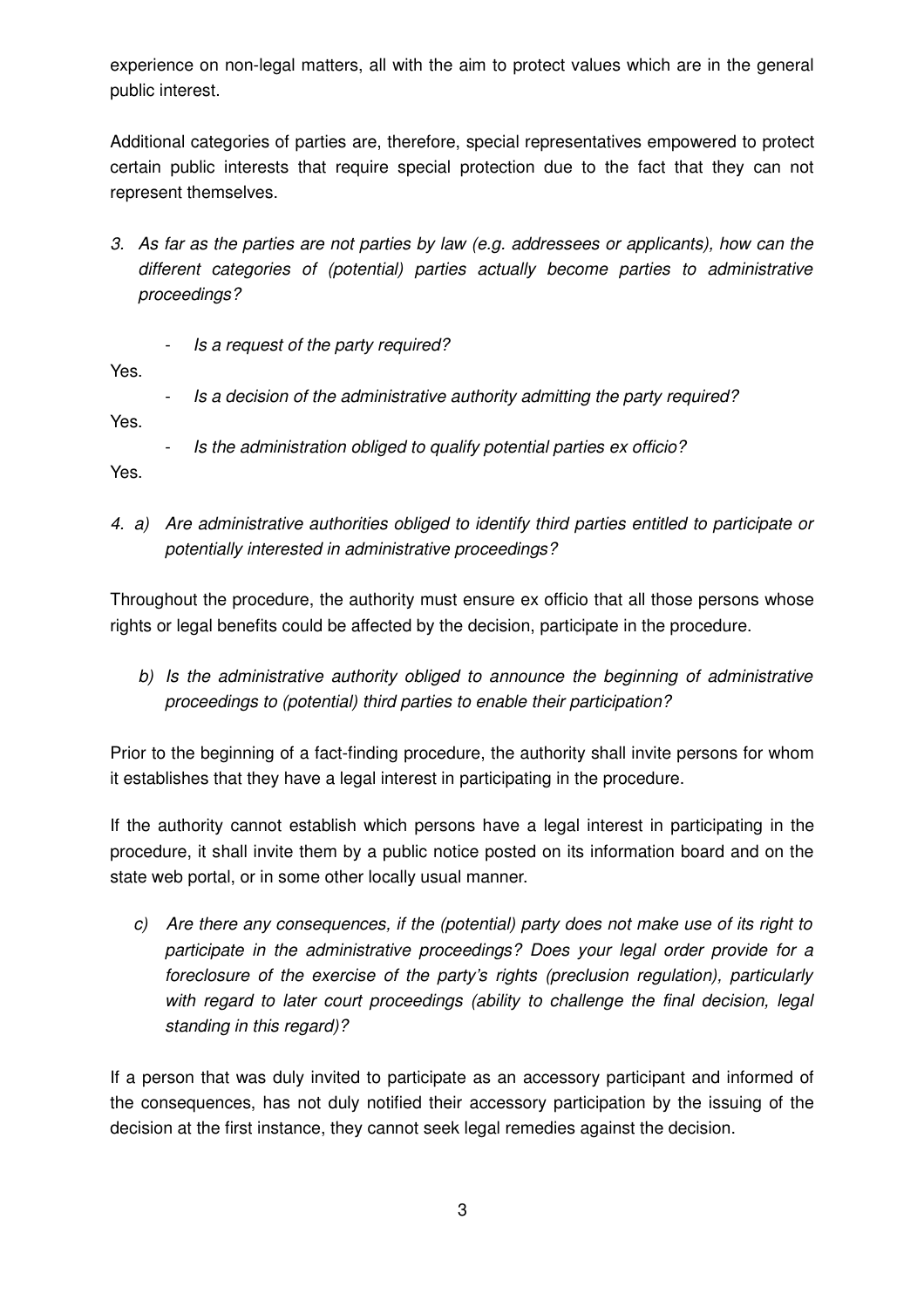experience on non-legal matters, all with the aim to protect values which are in the general public interest.

Additional categories of parties are, therefore, special representatives empowered to protect certain public interests that require special protection due to the fact that they can not represent themselves.

3. *As far as the parties are not parties by law (e.g. addressees or applicants), how can the different categories of (potential) parties actually become parties to administrative proceedings?*

   - *Is a request of the party required?*

Yes.

   - *Is a decision of the administrative authority admitting the party required?*

Yes.

   - *Is the administration obliged to qualify potential parties ex officio?*

Yes.

4. a) *Are administrative authorities obliged to identify third parties entitled to participate or potentially interested in administrative proceedings?*

Throughout the procedure, the authority must ensure ex officio that all those persons whose rights or legal benefits could be affected by the decision, participate in the procedure.

b) *Is the administrative authority obliged to announce the beginning of administrative proceedings to (potential) third parties to enable their participation?*

Prior to the beginning of a fact-finding procedure, the authority shall invite persons for whom it establishes that they have a legal interest in participating in the procedure.

If the authority cannot establish which persons have a legal interest in participating in the procedure, it shall invite them by a public notice posted on its information board and on the state web portal, or in some other locally usual manner.

c) *Are there any consequences, if the (potential) party does not make use of its right to participate in the administrative proceedings? Does your legal order provide for a foreclosure of the exercise of the party's rights (preclusion regulation), particularly with regard to later court proceedings (ability to challenge the final decision, legal standing in this regard)?*

If a person that was duly invited to participate as an accessory participant and informed of the consequences, has not duly notified their accessory participation by the issuing of the decision at the first instance, they cannot seek legal remedies against the decision.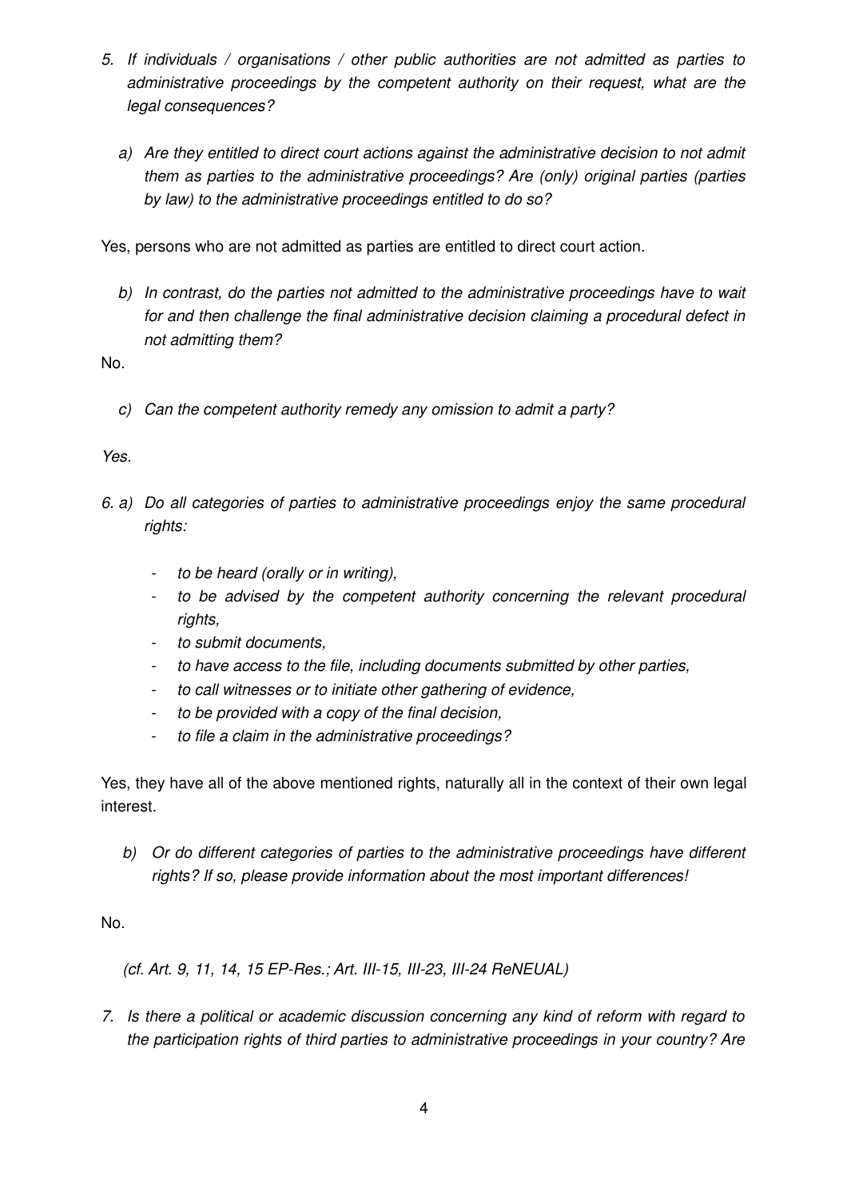5. *If individuals / organisations / other public authorities are not admitted as parties to administrative proceedings by the competent authority on their request, what are the legal consequences?*

   a) *Are they entitled to direct court actions against the administrative decision to not admit them as parties to the administrative proceedings? Are (only) original parties (parties by law) to the administrative proceedings entitled to do so?*

Yes, persons who are not admitted as parties are entitled to direct court action.

   b) *In contrast, do the parties not admitted to the administrative proceedings have to wait for and then challenge the final administrative decision claiming a procedural defect in not admitting them?*

No.

   c) *Can the competent authority remedy any omission to admit a party?*

*Yes.*

6. a) *Do all categories of parties to administrative proceedings enjoy the same procedural rights:*

   - *to be heard (orally or in writing),*
   - *to be advised by the competent authority concerning the relevant procedural rights,*
   - *to submit documents,*
   - *to have access to the file, including documents submitted by other parties,*
   - *to call witnesses or to initiate other gathering of evidence,*
   - *to be provided with a copy of the final decision,*
   - *to file a claim in the administrative proceedings?*

Yes, they have all of the above mentioned rights, naturally all in the context of their own legal interest.

   b) *Or do different categories of parties to the administrative proceedings have different rights? If so, please provide information about the most important differences!*

No.

*(cf. Art. 9, 11, 14, 15 EP-Res.; Art. III-15, III-23, III-24 ReNEUAL)*

7. *Is there a political or academic discussion concerning any kind of reform with regard to the participation rights of third parties to administrative proceedings in your country? Are*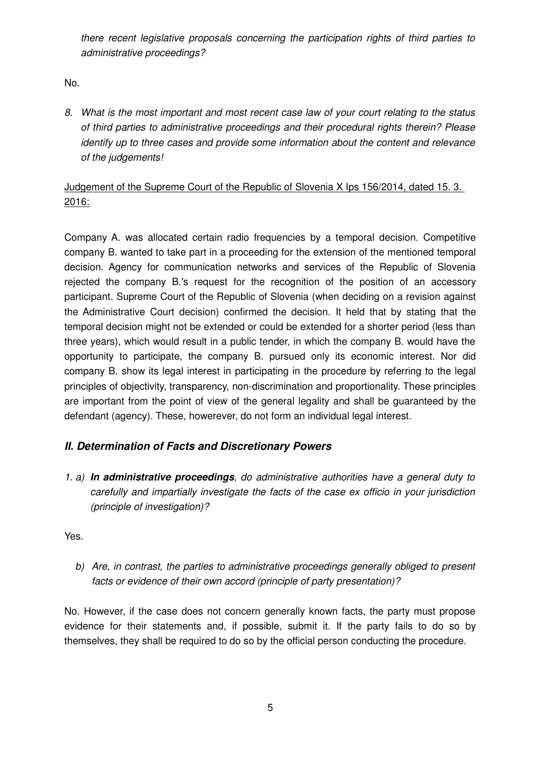*there recent legislative proposals concerning the participation rights of third parties to administrative proceedings?*

No.

8. *What is the most important and most recent case law of your court relating to the status of third parties to administrative proceedings and their procedural rights therein? Please identify up to three cases and provide some information about the content and relevance of the judgements!*

<u>Judgement of the Supreme Court of the Republic of Slovenia X Ips 156/2014, dated 15. 3. 2016:</u>

Company A. was allocated certain radio frequencies by a temporal decision. Competitive company B. wanted to take part in a proceeding for the extension of the mentioned temporal decision. Agency for communication networks and services of the Republic of Slovenia rejected the company B.'s request for the recognition of the position of an accessory participant. Supreme Court of the Republic of Slovenia (when deciding on a revision against the Administrative Court decision) confirmed the decision. It held that by stating that the temporal decision might not be extended or could be extended for a shorter period (less than three years), which would result in a public tender, in which the company B. would have the opportunity to participate, the company B. pursued only its economic interest. Nor did company B. show its legal interest in participating in the procedure by referring to the legal principles of objectivity, transparency, non-discrimination and proportionality. These principles are important from the point of view of the general legality and shall be guaranteed by the defendant (agency). These, howerever, do not form an individual legal interest.

## *II. Determination of Facts and Discretionary Powers*

1. a) ***In administrative proceedings****, do administrative authorities have a general duty to carefully and impartially investigate the facts of the case ex officio in your jurisdiction (principle of investigation)?*

Yes.

b) *Are, in contrast, the parties to administrative proceedings generally obliged to present facts or evidence of their own accord (principle of party presentation)?*

No. However, if the case does not concern generally known facts, the party must propose evidence for their statements and, if possible, submit it. If the party fails to do so by themselves, they shall be required to do so by the official person conducting the procedure.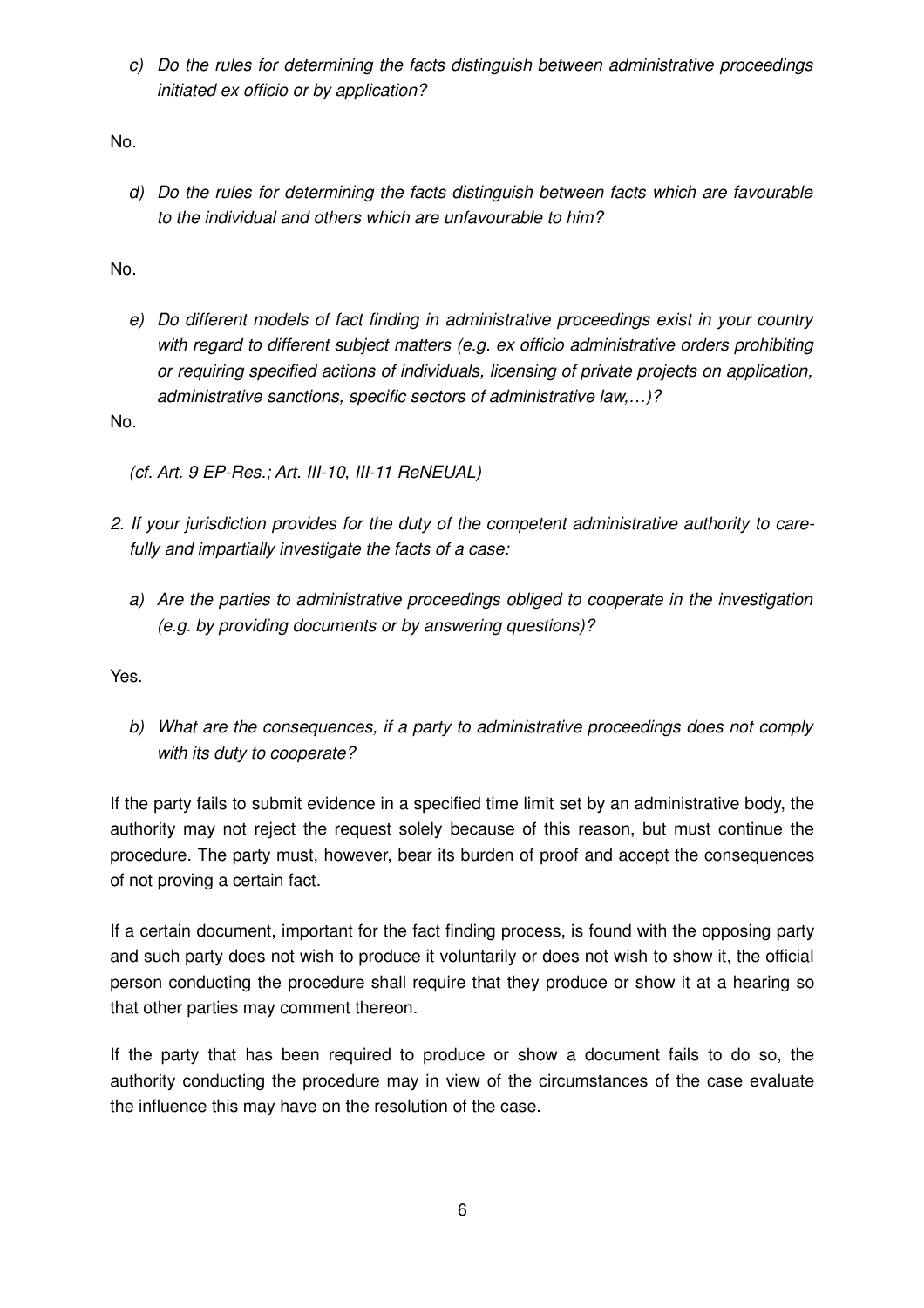c) *Do the rules for determining the facts distinguish between administrative proceedings initiated ex officio or by application?*

No.

d) *Do the rules for determining the facts distinguish between facts which are favourable to the individual and others which are unfavourable to him?*

No.

e) *Do different models of fact finding in administrative proceedings exist in your country with regard to different subject matters (e.g. ex officio administrative orders prohibiting or requiring specified actions of individuals, licensing of private projects on application, administrative sanctions, specific sectors of administrative law,…)?*

No.

*(cf. Art. 9 EP-Res.; Art. III-10, III-11 ReNEUAL)*

2. *If your jurisdiction provides for the duty of the competent administrative authority to carefully and impartially investigate the facts of a case:*

a) *Are the parties to administrative proceedings obliged to cooperate in the investigation (e.g. by providing documents or by answering questions)?*

Yes.

b) *What are the consequences, if a party to administrative proceedings does not comply with its duty to cooperate?*

If the party fails to submit evidence in a specified time limit set by an administrative body, the authority may not reject the request solely because of this reason, but must continue the procedure. The party must, however, bear its burden of proof and accept the consequences of not proving a certain fact.

If a certain document, important for the fact finding process, is found with the opposing party and such party does not wish to produce it voluntarily or does not wish to show it, the official person conducting the procedure shall require that they produce or show it at a hearing so that other parties may comment thereon.

If the party that has been required to produce or show a document fails to do so, the authority conducting the procedure may in view of the circumstances of the case evaluate the influence this may have on the resolution of the case.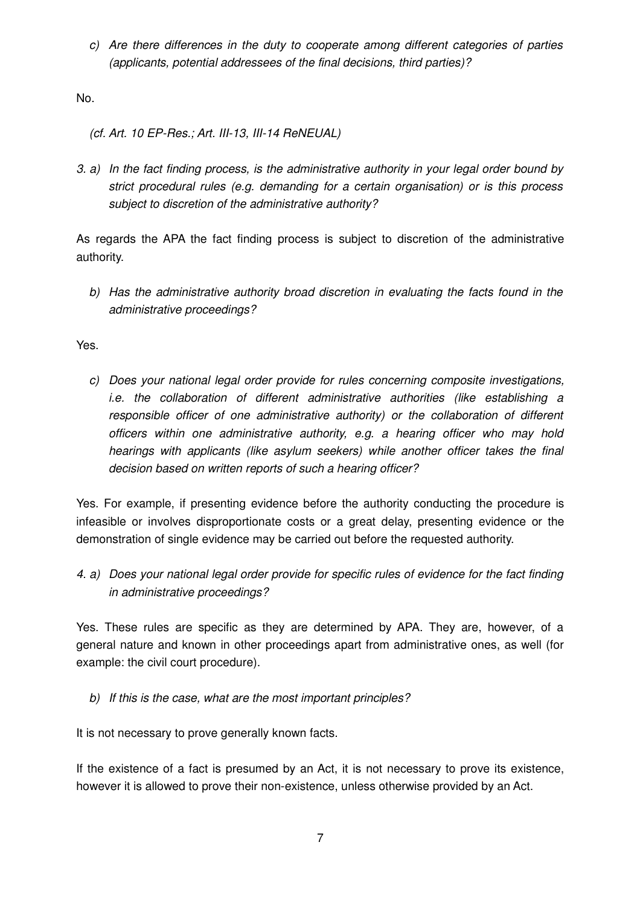*c) Are there differences in the duty to cooperate among different categories of parties (applicants, potential addressees of the final decisions, third parties)?*

No.

*(cf. Art. 10 EP-Res.; Art. III-13, III-14 ReNEUAL)*

*3. a) In the fact finding process, is the administrative authority in your legal order bound by strict procedural rules (e.g. demanding for a certain organisation) or is this process subject to discretion of the administrative authority?*

As regards the APA the fact finding process is subject to discretion of the administrative authority.

*b) Has the administrative authority broad discretion in evaluating the facts found in the administrative proceedings?*

Yes.

*c) Does your national legal order provide for rules concerning composite investigations, i.e. the collaboration of different administrative authorities (like establishing a responsible officer of one administrative authority) or the collaboration of different officers within one administrative authority, e.g. a hearing officer who may hold hearings with applicants (like asylum seekers) while another officer takes the final decision based on written reports of such a hearing officer?*

Yes. For example, if presenting evidence before the authority conducting the procedure is infeasible or involves disproportionate costs or a great delay, presenting evidence or the demonstration of single evidence may be carried out before the requested authority.

*4. a) Does your national legal order provide for specific rules of evidence for the fact finding in administrative proceedings?*

Yes. These rules are specific as they are determined by APA. They are, however, of a general nature and known in other proceedings apart from administrative ones, as well (for example: the civil court procedure).

*b) If this is the case, what are the most important principles?*

It is not necessary to prove generally known facts.

If the existence of a fact is presumed by an Act, it is not necessary to prove its existence, however it is allowed to prove their non-existence, unless otherwise provided by an Act.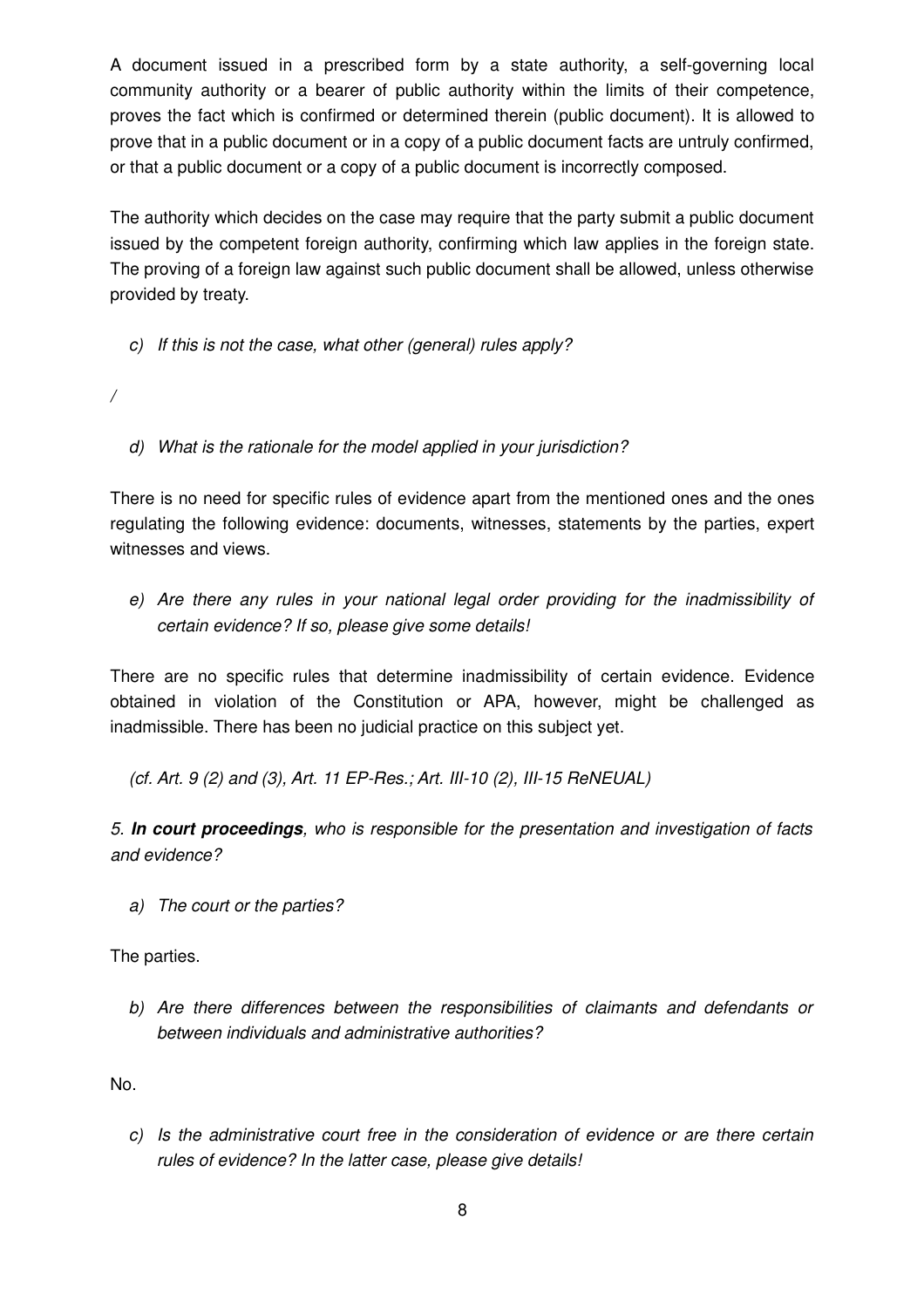A document issued in a prescribed form by a state authority, a self-governing local community authority or a bearer of public authority within the limits of their competence, proves the fact which is confirmed or determined therein (public document). It is allowed to prove that in a public document or in a copy of a public document facts are untruly confirmed, or that a public document or a copy of a public document is incorrectly composed.

The authority which decides on the case may require that the party submit a public document issued by the competent foreign authority, confirming which law applies in the foreign state. The proving of a foreign law against such public document shall be allowed, unless otherwise provided by treaty.

c) *If this is not the case, what other (general) rules apply?*

/

d) *What is the rationale for the model applied in your jurisdiction?*

There is no need for specific rules of evidence apart from the mentioned ones and the ones regulating the following evidence: documents, witnesses, statements by the parties, expert witnesses and views.

e) *Are there any rules in your national legal order providing for the inadmissibility of certain evidence? If so, please give some details!*

There are no specific rules that determine inadmissibility of certain evidence. Evidence obtained in violation of the Constitution or APA, however, might be challenged as inadmissible. There has been no judicial practice on this subject yet.

*(cf. Art. 9 (2) and (3), Art. 11 EP-Res.; Art. III-10 (2), III-15 ReNEUAL)*

*5.* ***In court proceedings****, who is responsible for the presentation and investigation of facts and evidence?*

a) *The court or the parties?*

The parties.

b) *Are there differences between the responsibilities of claimants and defendants or between individuals and administrative authorities?*

No.

c) *Is the administrative court free in the consideration of evidence or are there certain rules of evidence? In the latter case, please give details!*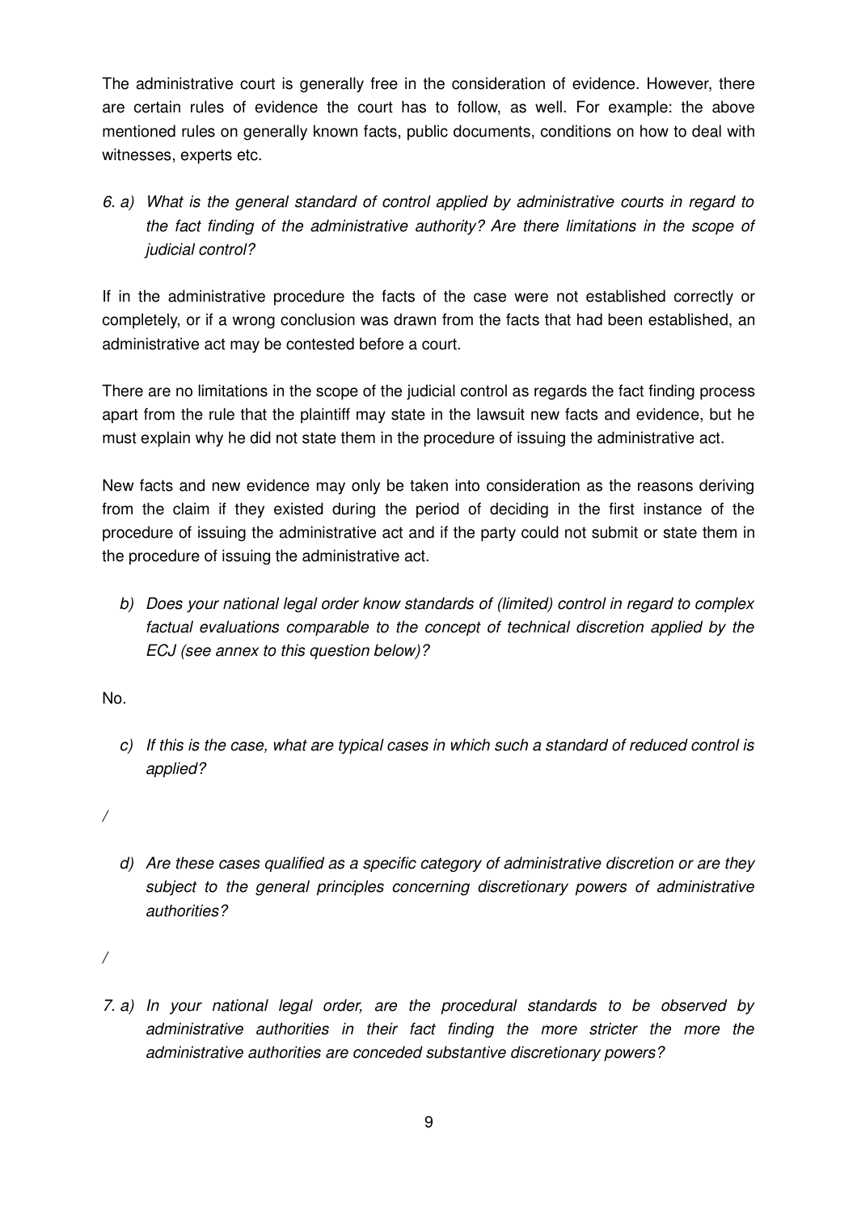The administrative court is generally free in the consideration of evidence. However, there are certain rules of evidence the court has to follow, as well. For example: the above mentioned rules on generally known facts, public documents, conditions on how to deal with witnesses, experts etc.

*6. a) What is the general standard of control applied by administrative courts in regard to the fact finding of the administrative authority? Are there limitations in the scope of judicial control?*

If in the administrative procedure the facts of the case were not established correctly or completely, or if a wrong conclusion was drawn from the facts that had been established, an administrative act may be contested before a court.

There are no limitations in the scope of the judicial control as regards the fact finding process apart from the rule that the plaintiff may state in the lawsuit new facts and evidence, but he must explain why he did not state them in the procedure of issuing the administrative act.

New facts and new evidence may only be taken into consideration as the reasons deriving from the claim if they existed during the period of deciding in the first instance of the procedure of issuing the administrative act and if the party could not submit or state them in the procedure of issuing the administrative act.

*b) Does your national legal order know standards of (limited) control in regard to complex factual evaluations comparable to the concept of technical discretion applied by the ECJ (see annex to this question below)?*

No.

*c) If this is the case, what are typical cases in which such a standard of reduced control is applied?*

/

*d) Are these cases qualified as a specific category of administrative discretion or are they subject to the general principles concerning discretionary powers of administrative authorities?*

/

*7. a) In your national legal order, are the procedural standards to be observed by administrative authorities in their fact finding the more stricter the more the administrative authorities are conceded substantive discretionary powers?*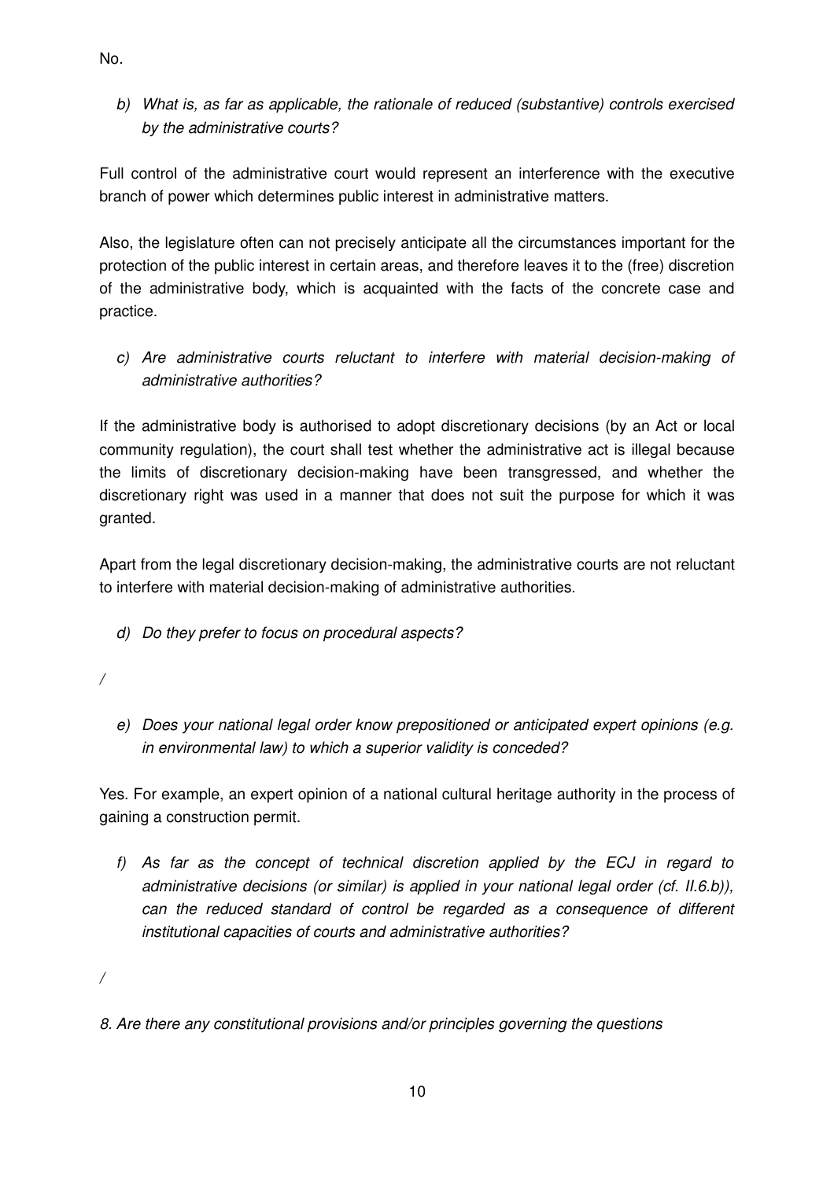No.

*b) What is, as far as applicable, the rationale of reduced (substantive) controls exercised by the administrative courts?*

Full control of the administrative court would represent an interference with the executive branch of power which determines public interest in administrative matters.

Also, the legislature often can not precisely anticipate all the circumstances important for the protection of the public interest in certain areas, and therefore leaves it to the (free) discretion of the administrative body, which is acquainted with the facts of the concrete case and practice.

*c) Are administrative courts reluctant to interfere with material decision-making of administrative authorities?*

If the administrative body is authorised to adopt discretionary decisions (by an Act or local community regulation), the court shall test whether the administrative act is illegal because the limits of discretionary decision-making have been transgressed, and whether the discretionary right was used in a manner that does not suit the purpose for which it was granted.

Apart from the legal discretionary decision-making, the administrative courts are not reluctant to interfere with material decision-making of administrative authorities.

*d) Do they prefer to focus on procedural aspects?*

/

*e) Does your national legal order know prepositioned or anticipated expert opinions (e.g. in environmental law) to which a superior validity is conceded?*

Yes. For example, an expert opinion of a national cultural heritage authority in the process of gaining a construction permit.

*f) As far as the concept of technical discretion applied by the ECJ in regard to administrative decisions (or similar) is applied in your national legal order (cf. II.6.b)), can the reduced standard of control be regarded as a consequence of different institutional capacities of courts and administrative authorities?*

/

*8. Are there any constitutional provisions and/or principles governing the questions*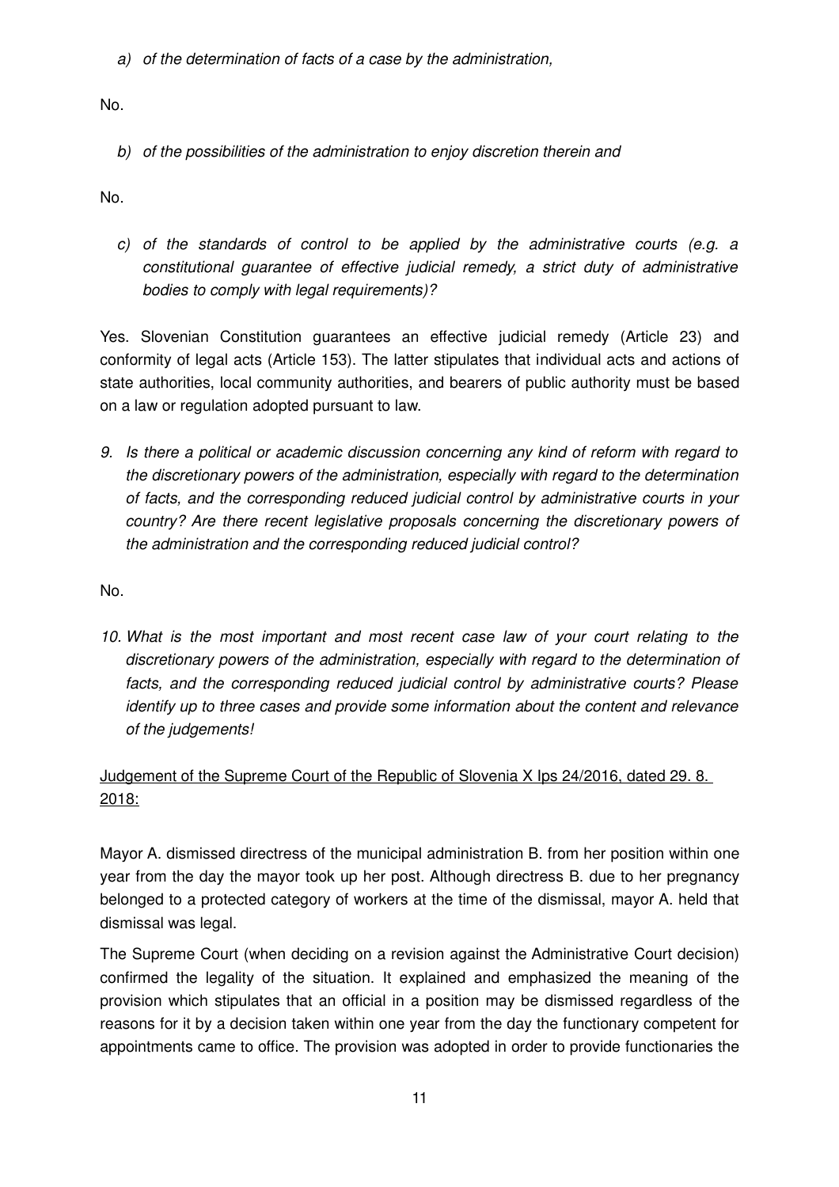*a) of the determination of facts of a case by the administration,*

No.

*b) of the possibilities of the administration to enjoy discretion therein and*

No.

*c) of the standards of control to be applied by the administrative courts (e.g. a constitutional guarantee of effective judicial remedy, a strict duty of administrative bodies to comply with legal requirements)?*

Yes. Slovenian Constitution guarantees an effective judicial remedy (Article 23) and conformity of legal acts (Article 153). The latter stipulates that individual acts and actions of state authorities, local community authorities, and bearers of public authority must be based on a law or regulation adopted pursuant to law.

*9. Is there a political or academic discussion concerning any kind of reform with regard to the discretionary powers of the administration, especially with regard to the determination of facts, and the corresponding reduced judicial control by administrative courts in your country? Are there recent legislative proposals concerning the discretionary powers of the administration and the corresponding reduced judicial control?*

No.

*10. What is the most important and most recent case law of your court relating to the discretionary powers of the administration, especially with regard to the determination of facts, and the corresponding reduced judicial control by administrative courts? Please identify up to three cases and provide some information about the content and relevance of the judgements!*

<u>Judgement of the Supreme Court of the Republic of Slovenia X Ips 24/2016, dated 29. 8. 2018:</u>

Mayor A. dismissed directress of the municipal administration B. from her position within one year from the day the mayor took up her post. Although directress B. due to her pregnancy belonged to a protected category of workers at the time of the dismissal, mayor A. held that dismissal was legal.

The Supreme Court (when deciding on a revision against the Administrative Court decision) confirmed the legality of the situation. It explained and emphasized the meaning of the provision which stipulates that an official in a position may be dismissed regardless of the reasons for it by a decision taken within one year from the day the functionary competent for appointments came to office. The provision was adopted in order to provide functionaries the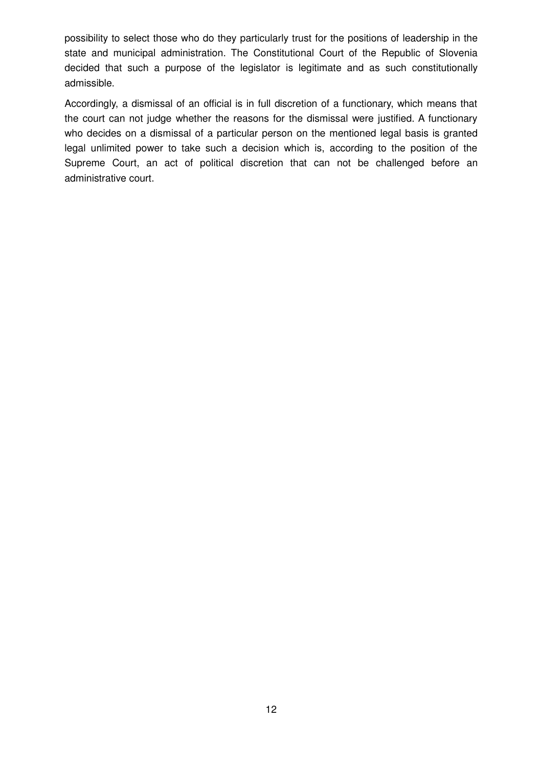possibility to select those who do they particularly trust for the positions of leadership in the state and municipal administration. The Constitutional Court of the Republic of Slovenia decided that such a purpose of the legislator is legitimate and as such constitutionally admissible.

Accordingly, a dismissal of an official is in full discretion of a functionary, which means that the court can not judge whether the reasons for the dismissal were justified. A functionary who decides on a dismissal of a particular person on the mentioned legal basis is granted legal unlimited power to take such a decision which is, according to the position of the Supreme Court, an act of political discretion that can not be challenged before an administrative court.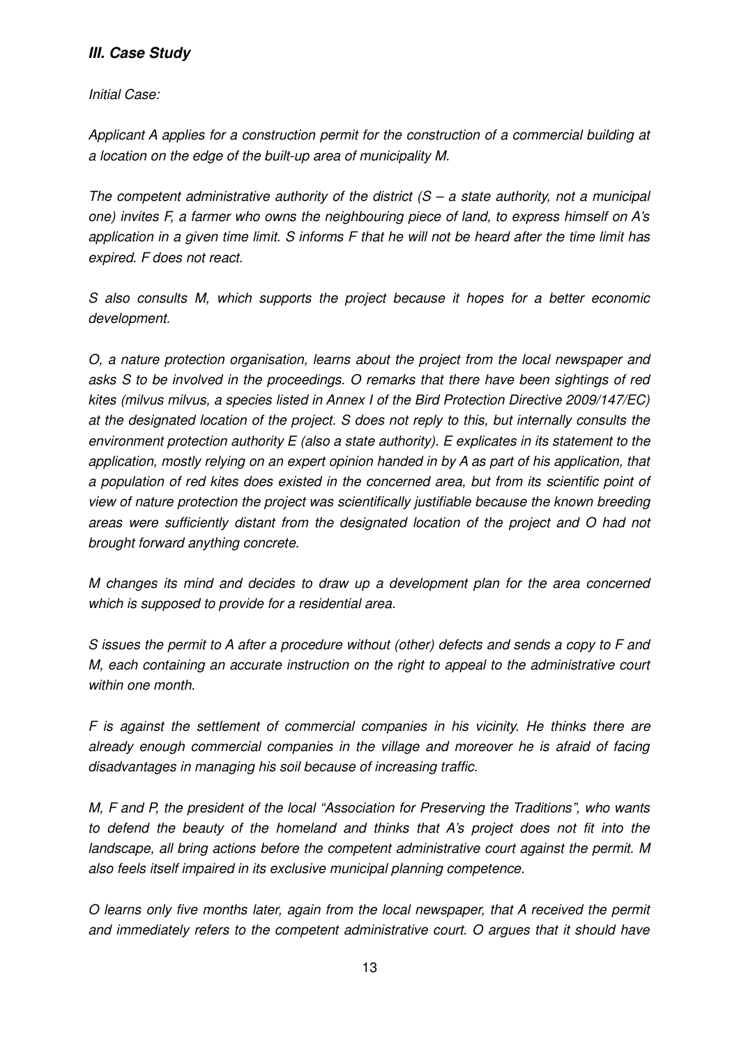## *III. Case Study*

*Initial Case:*

*Applicant A applies for a construction permit for the construction of a commercial building at a location on the edge of the built-up area of municipality M.*

*The competent administrative authority of the district (S – a state authority, not a municipal one) invites F, a farmer who owns the neighbouring piece of land, to express himself on A's application in a given time limit. S informs F that he will not be heard after the time limit has expired. F does not react.*

*S also consults M, which supports the project because it hopes for a better economic development.*

*O, a nature protection organisation, learns about the project from the local newspaper and asks S to be involved in the proceedings. O remarks that there have been sightings of red kites (milvus milvus, a species listed in Annex I of the Bird Protection Directive 2009/147/EC) at the designated location of the project. S does not reply to this, but internally consults the environment protection authority E (also a state authority). E explicates in its statement to the application, mostly relying on an expert opinion handed in by A as part of his application, that a population of red kites does existed in the concerned area, but from its scientific point of view of nature protection the project was scientifically justifiable because the known breeding areas were sufficiently distant from the designated location of the project and O had not brought forward anything concrete.*

*M changes its mind and decides to draw up a development plan for the area concerned which is supposed to provide for a residential area.*

*S issues the permit to A after a procedure without (other) defects and sends a copy to F and M, each containing an accurate instruction on the right to appeal to the administrative court within one month.*

*F is against the settlement of commercial companies in his vicinity. He thinks there are already enough commercial companies in the village and moreover he is afraid of facing disadvantages in managing his soil because of increasing traffic.*

*M, F and P, the president of the local "Association for Preserving the Traditions", who wants to defend the beauty of the homeland and thinks that A's project does not fit into the landscape, all bring actions before the competent administrative court against the permit. M also feels itself impaired in its exclusive municipal planning competence.*

*O learns only five months later, again from the local newspaper, that A received the permit and immediately refers to the competent administrative court. O argues that it should have*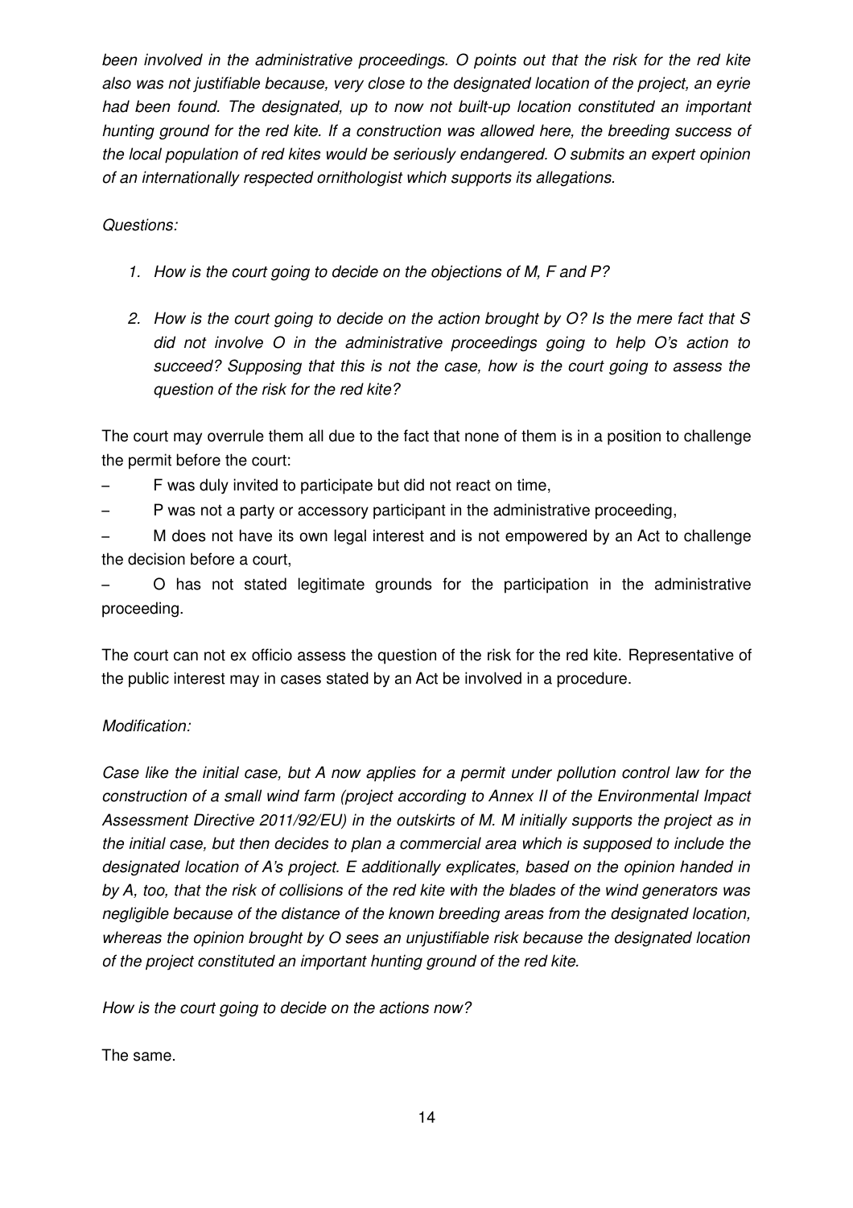*been involved in the administrative proceedings. O points out that the risk for the red kite also was not justifiable because, very close to the designated location of the project, an eyrie had been found. The designated, up to now not built-up location constituted an important hunting ground for the red kite. If a construction was allowed here, the breeding success of the local population of red kites would be seriously endangered. O submits an expert opinion of an internationally respected ornithologist which supports its allegations.*

*Questions:*

1. *How is the court going to decide on the objections of M, F and P?*

2. *How is the court going to decide on the action brought by O? Is the mere fact that S did not involve O in the administrative proceedings going to help O's action to succeed? Supposing that this is not the case, how is the court going to assess the question of the risk for the red kite?*

The court may overrule them all due to the fact that none of them is in a position to challenge the permit before the court:

- F was duly invited to participate but did not react on time,
- P was not a party or accessory participant in the administrative proceeding,
- M does not have its own legal interest and is not empowered by an Act to challenge the decision before a court,
- O has not stated legitimate grounds for the participation in the administrative proceeding.

The court can not ex officio assess the question of the risk for the red kite. Representative of the public interest may in cases stated by an Act be involved in a procedure.

*Modification:*

*Case like the initial case, but A now applies for a permit under pollution control law for the construction of a small wind farm (project according to Annex II of the Environmental Impact Assessment Directive 2011/92/EU) in the outskirts of M. M initially supports the project as in the initial case, but then decides to plan a commercial area which is supposed to include the designated location of A's project. E additionally explicates, based on the opinion handed in by A, too, that the risk of collisions of the red kite with the blades of the wind generators was negligible because of the distance of the known breeding areas from the designated location, whereas the opinion brought by O sees an unjustifiable risk because the designated location of the project constituted an important hunting ground of the red kite.*

*How is the court going to decide on the actions now?*

The same.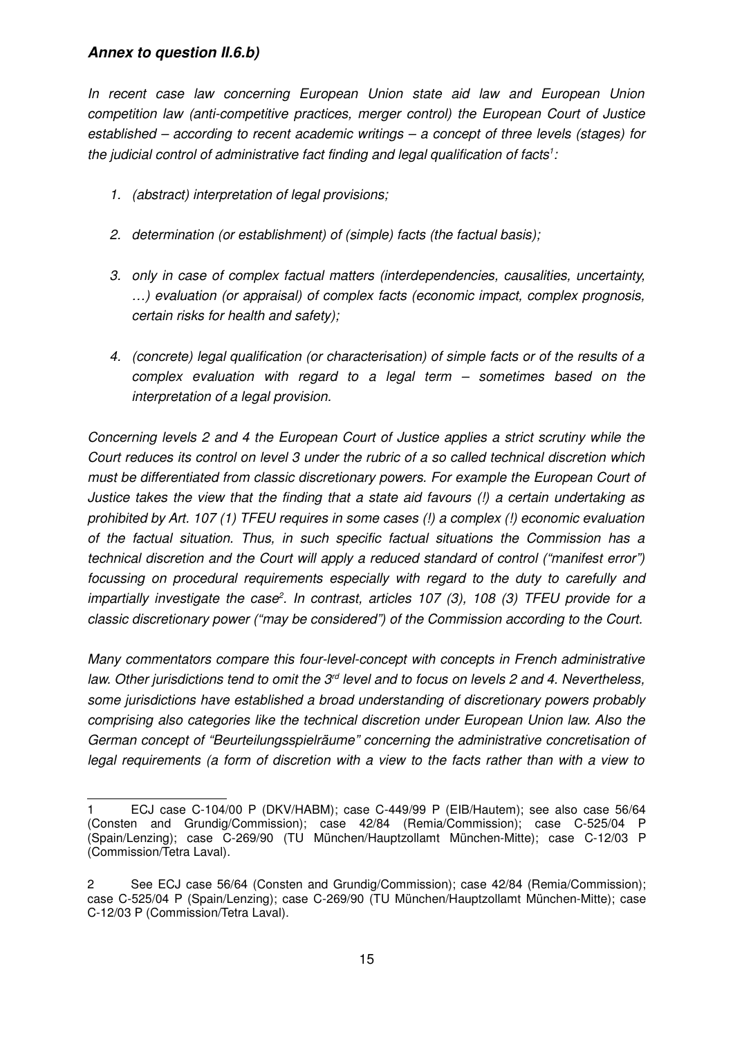### *Annex to question II.6.b)*

*In recent case law concerning European Union state aid law and European Union competition law (anti-competitive practices, merger control) the European Court of Justice established – according to recent academic writings – a concept of three levels (stages) for the judicial control of administrative fact finding and legal qualification of facts[1]:*

1. *(abstract) interpretation of legal provisions;*
2. *determination (or establishment) of (simple) facts (the factual basis);*
3. *only in case of complex factual matters (interdependencies, causalities, uncertainty, …) evaluation (or appraisal) of complex facts (economic impact, complex prognosis, certain risks for health and safety);*
4. *(concrete) legal qualification (or characterisation) of simple facts or of the results of a complex evaluation with regard to a legal term – sometimes based on the interpretation of a legal provision.*

*Concerning levels 2 and 4 the European Court of Justice applies a strict scrutiny while the Court reduces its control on level 3 under the rubric of a so called technical discretion which must be differentiated from classic discretionary powers. For example the European Court of Justice takes the view that the finding that a state aid favours (!) a certain undertaking as prohibited by Art. 107 (1) TFEU requires in some cases (!) a complex (!) economic evaluation of the factual situation. Thus, in such specific factual situations the Commission has a technical discretion and the Court will apply a reduced standard of control ("manifest error") focussing on procedural requirements especially with regard to the duty to carefully and impartially investigate the case[2]. In contrast, articles 107 (3), 108 (3) TFEU provide for a classic discretionary power ("may be considered") of the Commission according to the Court.*

*Many commentators compare this four-level-concept with concepts in French administrative law. Other jurisdictions tend to omit the 3rd level and to focus on levels 2 and 4. Nevertheless, some jurisdictions have established a broad understanding of discretionary powers probably comprising also categories like the technical discretion under European Union law. Also the German concept of "Beurteilungsspielräume" concerning the administrative concretisation of legal requirements (a form of discretion with a view to the facts rather than with a view to*

---

1 ECJ case C-104/00 P (DKV/HABM); case C-449/99 P (EIB/Hautem); see also case 56/64 (Consten and Grundig/Commission); case 42/84 (Remia/Commission); case C-525/04 P (Spain/Lenzing); case C-269/90 (TU München/Hauptzollamt München-Mitte); case C-12/03 P (Commission/Tetra Laval).

2 See ECJ case 56/64 (Consten and Grundig/Commission); case 42/84 (Remia/Commission); case C-525/04 P (Spain/Lenzing); case C-269/90 (TU München/Hauptzollamt München-Mitte); case C-12/03 P (Commission/Tetra Laval).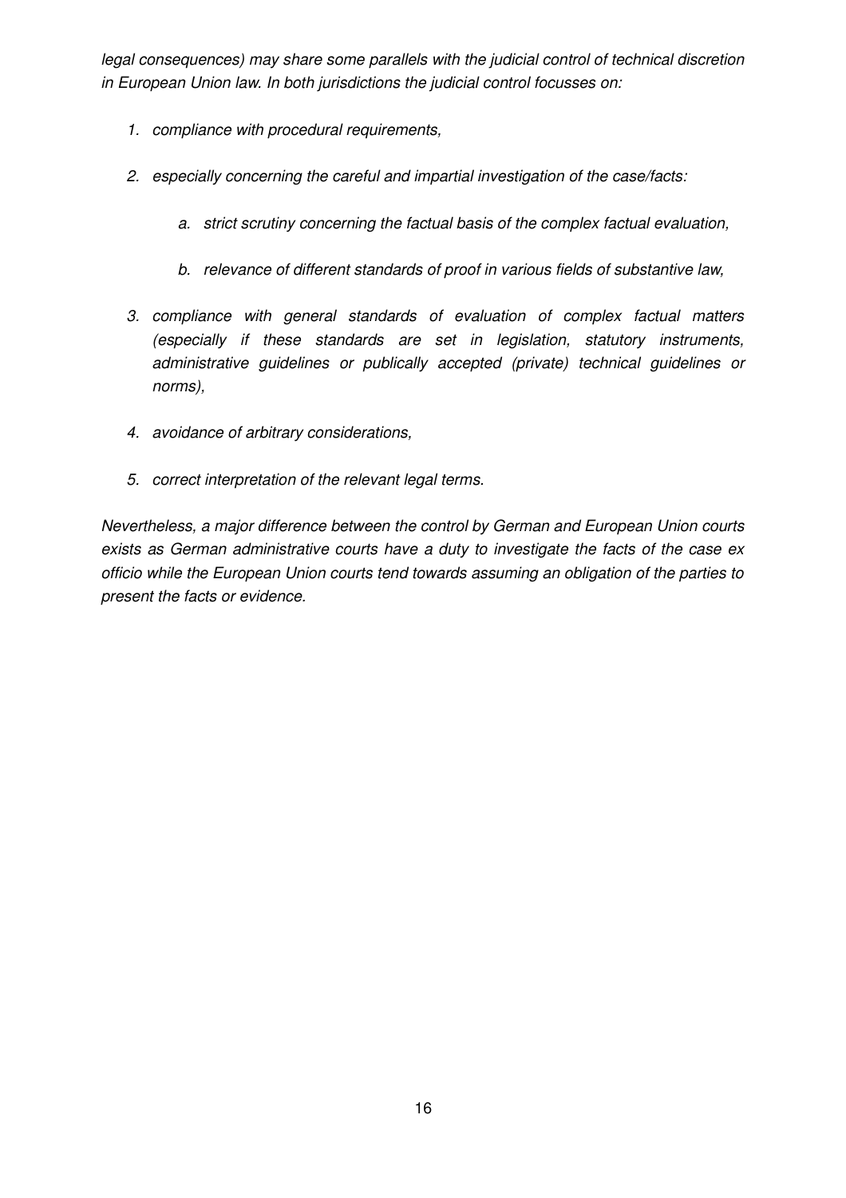*legal consequences) may share some parallels with the judicial control of technical discretion in European Union law. In both jurisdictions the judicial control focusses on:*

1. *compliance with procedural requirements,*
2. *especially concerning the careful and impartial investigation of the case/facts:*
    a. *strict scrutiny concerning the factual basis of the complex factual evaluation,*
    b. *relevance of different standards of proof in various fields of substantive law,*
3. *compliance with general standards of evaluation of complex factual matters (especially if these standards are set in legislation, statutory instruments, administrative guidelines or publically accepted (private) technical guidelines or norms),*
4. *avoidance of arbitrary considerations,*
5. *correct interpretation of the relevant legal terms.*

*Nevertheless, a major difference between the control by German and European Union courts exists as German administrative courts have a duty to investigate the facts of the case ex officio while the European Union courts tend towards assuming an obligation of the parties to present the facts or evidence.*